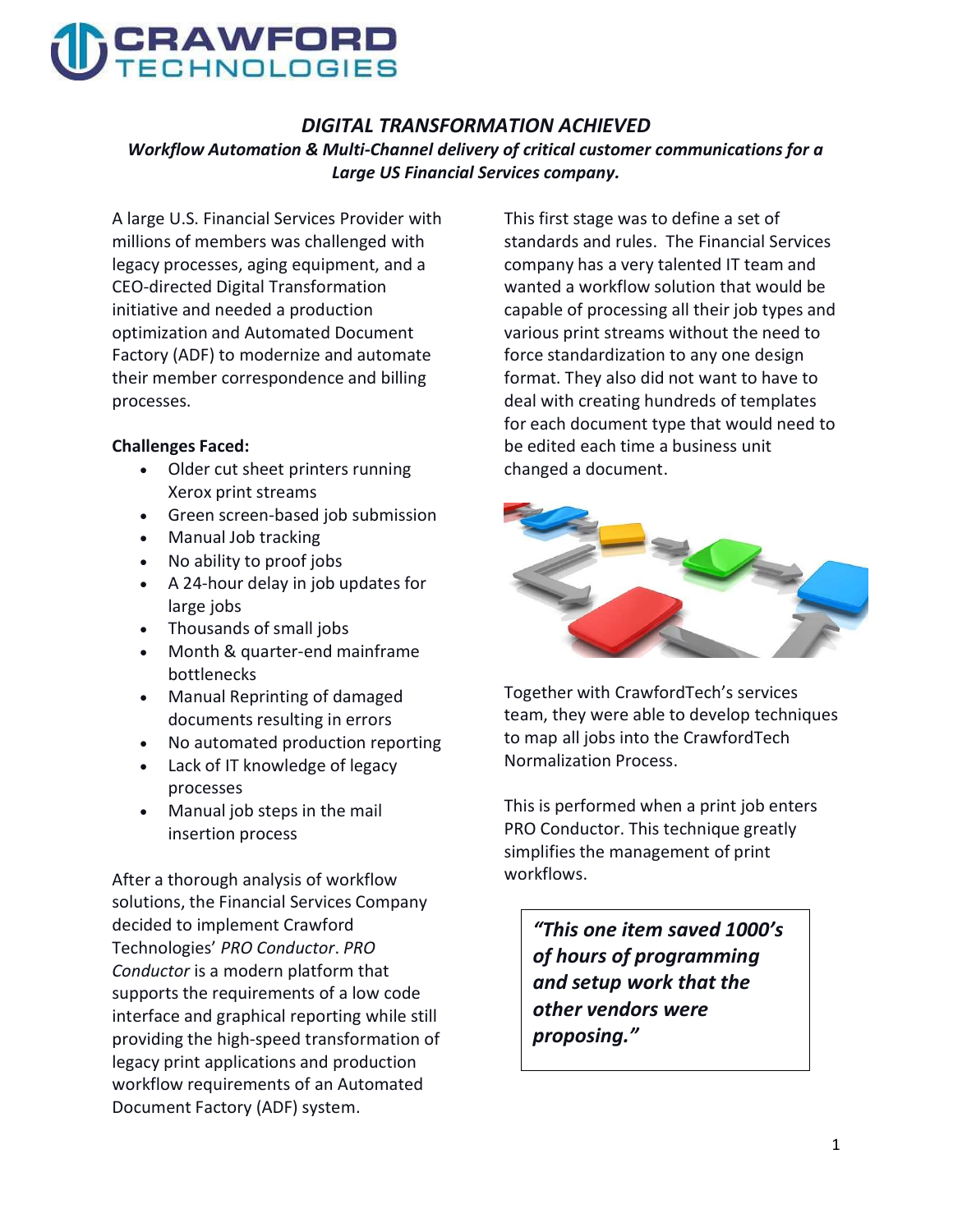# *DIGITAL TRANSFORMATION ACHIEVED*

***Workflow Automation & Multi-Channel delivery of critical customer communications for a Large US Financial Services company.***

A large U.S. Financial Services Provider with millions of members was challenged with legacy processes, aging equipment, and a CEO-directed Digital Transformation initiative and needed a production optimization and Automated Document Factory (ADF) to modernize and automate their member correspondence and billing processes.

**Challenges Faced:**

- Older cut sheet printers running Xerox print streams
- Green screen-based job submission
- Manual Job tracking
- No ability to proof jobs
- A 24-hour delay in job updates for large jobs
- Thousands of small jobs
- Month & quarter-end mainframe bottlenecks
- Manual Reprinting of damaged documents resulting in errors
- No automated production reporting
- Lack of IT knowledge of legacy processes
- Manual job steps in the mail insertion process

After a thorough analysis of workflow solutions, the Financial Services Company decided to implement Crawford Technologies' *PRO Conductor*. *PRO Conductor* is a modern platform that supports the requirements of a low code interface and graphical reporting while still providing the high-speed transformation of legacy print applications and production workflow requirements of an Automated Document Factory (ADF) system.

This first stage was to define a set of standards and rules. The Financial Services company has a very talented IT team and wanted a workflow solution that would be capable of processing all their job types and various print streams without the need to force standardization to any one design format. They also did not want to have to deal with creating hundreds of templates for each document type that would need to be edited each time a business unit changed a document.

Together with CrawfordTech's services team, they were able to develop techniques to map all jobs into the CrawfordTech Normalization Process.

This is performed when a print job enters PRO Conductor. This technique greatly simplifies the management of print workflows.

> ***"This one item saved 1000's of hours of programming and setup work that the other vendors were proposing."***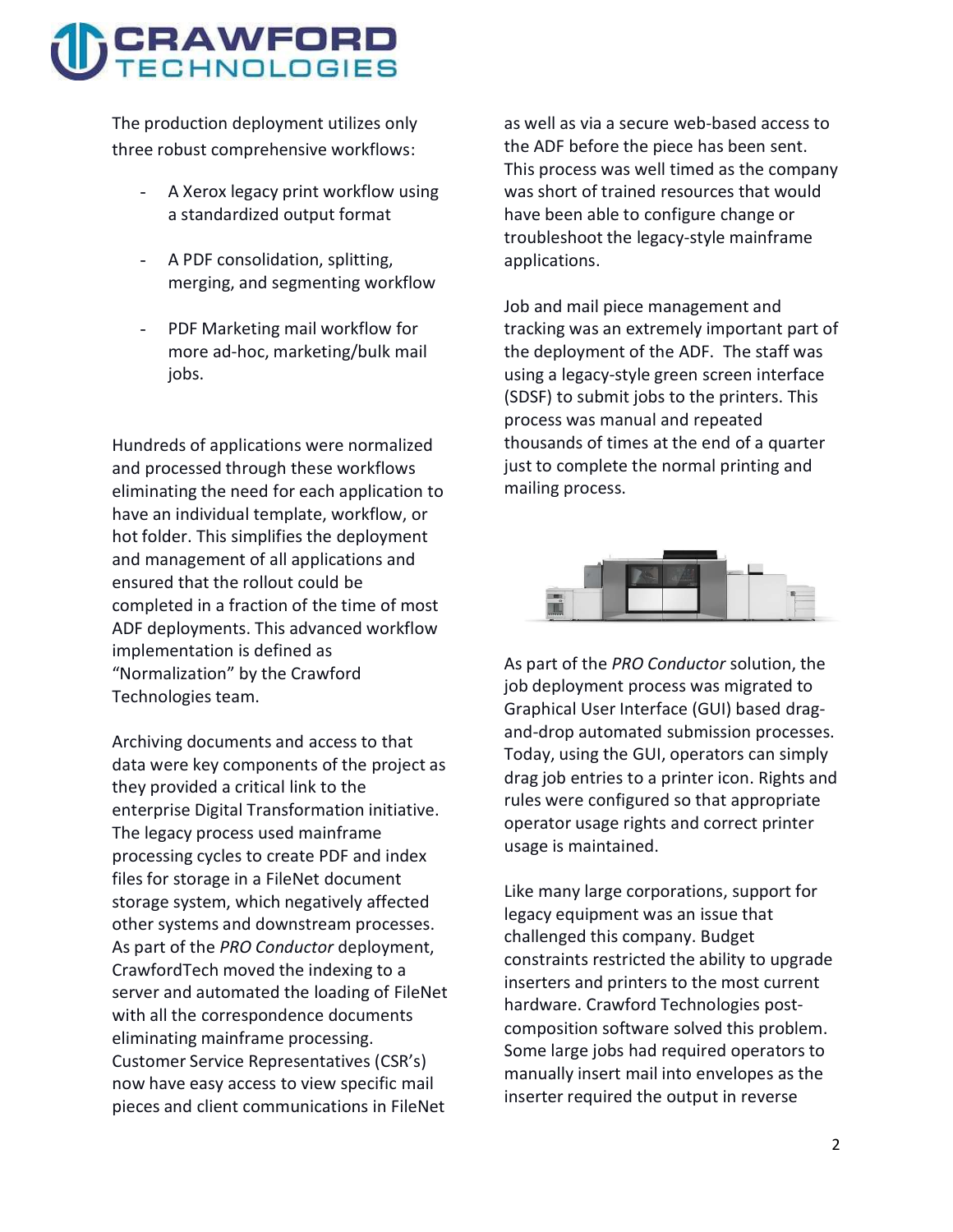The production deployment utilizes only three robust comprehensive workflows:

- A Xerox legacy print workflow using a standardized output format
- A PDF consolidation, splitting, merging, and segmenting workflow
- PDF Marketing mail workflow for more ad-hoc, marketing/bulk mail jobs.

Hundreds of applications were normalized and processed through these workflows eliminating the need for each application to have an individual template, workflow, or hot folder. This simplifies the deployment and management of all applications and ensured that the rollout could be completed in a fraction of the time of most ADF deployments. This advanced workflow implementation is defined as "Normalization" by the Crawford Technologies team.

Archiving documents and access to that data were key components of the project as they provided a critical link to the enterprise Digital Transformation initiative. The legacy process used mainframe processing cycles to create PDF and index files for storage in a FileNet document storage system, which negatively affected other systems and downstream processes. As part of the *PRO Conductor* deployment, CrawfordTech moved the indexing to a server and automated the loading of FileNet with all the correspondence documents eliminating mainframe processing. Customer Service Representatives (CSR's) now have easy access to view specific mail pieces and client communications in FileNet as well as via a secure web-based access to the ADF before the piece has been sent. This process was well timed as the company was short of trained resources that would have been able to configure change or troubleshoot the legacy-style mainframe applications.

Job and mail piece management and tracking was an extremely important part of the deployment of the ADF. The staff was using a legacy-style green screen interface (SDSF) to submit jobs to the printers. This process was manual and repeated thousands of times at the end of a quarter just to complete the normal printing and mailing process.

As part of the *PRO Conductor* solution, the job deployment process was migrated to Graphical User Interface (GUI) based drag-and-drop automated submission processes. Today, using the GUI, operators can simply drag job entries to a printer icon. Rights and rules were configured so that appropriate operator usage rights and correct printer usage is maintained.

Like many large corporations, support for legacy equipment was an issue that challenged this company. Budget constraints restricted the ability to upgrade inserters and printers to the most current hardware. Crawford Technologies post-composition software solved this problem. Some large jobs had required operators to manually insert mail into envelopes as the inserter required the output in reverse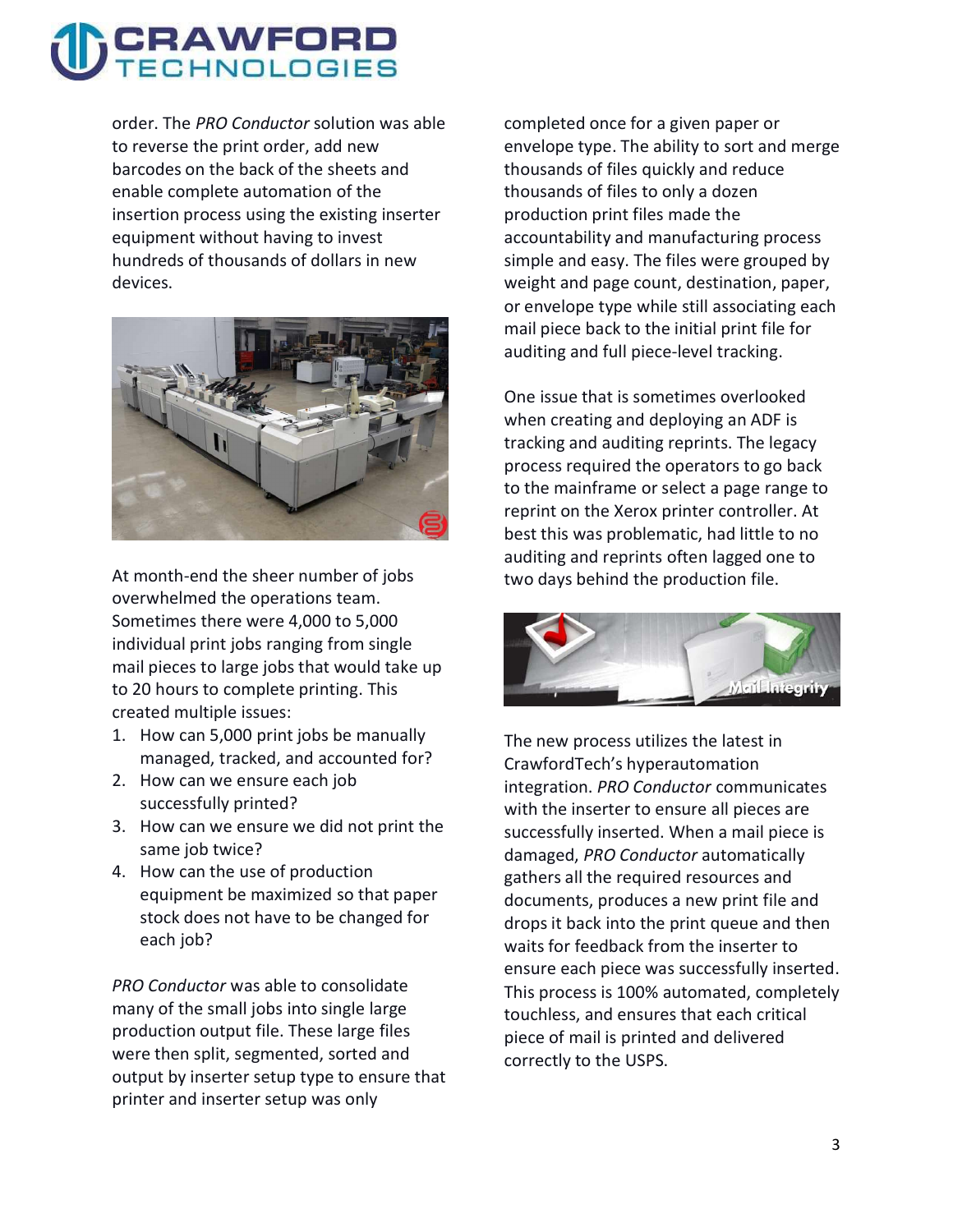order. The *PRO Conductor* solution was able to reverse the print order, add new barcodes on the back of the sheets and enable complete automation of the insertion process using the existing inserter equipment without having to invest hundreds of thousands of dollars in new devices.

At month-end the sheer number of jobs overwhelmed the operations team. Sometimes there were 4,000 to 5,000 individual print jobs ranging from single mail pieces to large jobs that would take up to 20 hours to complete printing. This created multiple issues:

1. How can 5,000 print jobs be manually managed, tracked, and accounted for?
2. How can we ensure each job successfully printed?
3. How can we ensure we did not print the same job twice?
4. How can the use of production equipment be maximized so that paper stock does not have to be changed for each job?

*PRO Conductor* was able to consolidate many of the small jobs into single large production output file. These large files were then split, segmented, sorted and output by inserter setup type to ensure that printer and inserter setup was only completed once for a given paper or envelope type. The ability to sort and merge thousands of files quickly and reduce thousands of files to only a dozen production print files made the accountability and manufacturing process simple and easy. The files were grouped by weight and page count, destination, paper, or envelope type while still associating each mail piece back to the initial print file for auditing and full piece-level tracking.

One issue that is sometimes overlooked when creating and deploying an ADF is tracking and auditing reprints. The legacy process required the operators to go back to the mainframe or select a page range to reprint on the Xerox printer controller. At best this was problematic, had little to no auditing and reprints often lagged one to two days behind the production file.

The new process utilizes the latest in CrawfordTech's hyperautomation integration. *PRO Conductor* communicates with the inserter to ensure all pieces are successfully inserted. When a mail piece is damaged, *PRO Conductor* automatically gathers all the required resources and documents, produces a new print file and drops it back into the print queue and then waits for feedback from the inserter to ensure each piece was successfully inserted. This process is 100% automated, completely touchless, and ensures that each critical piece of mail is printed and delivered correctly to the USPS.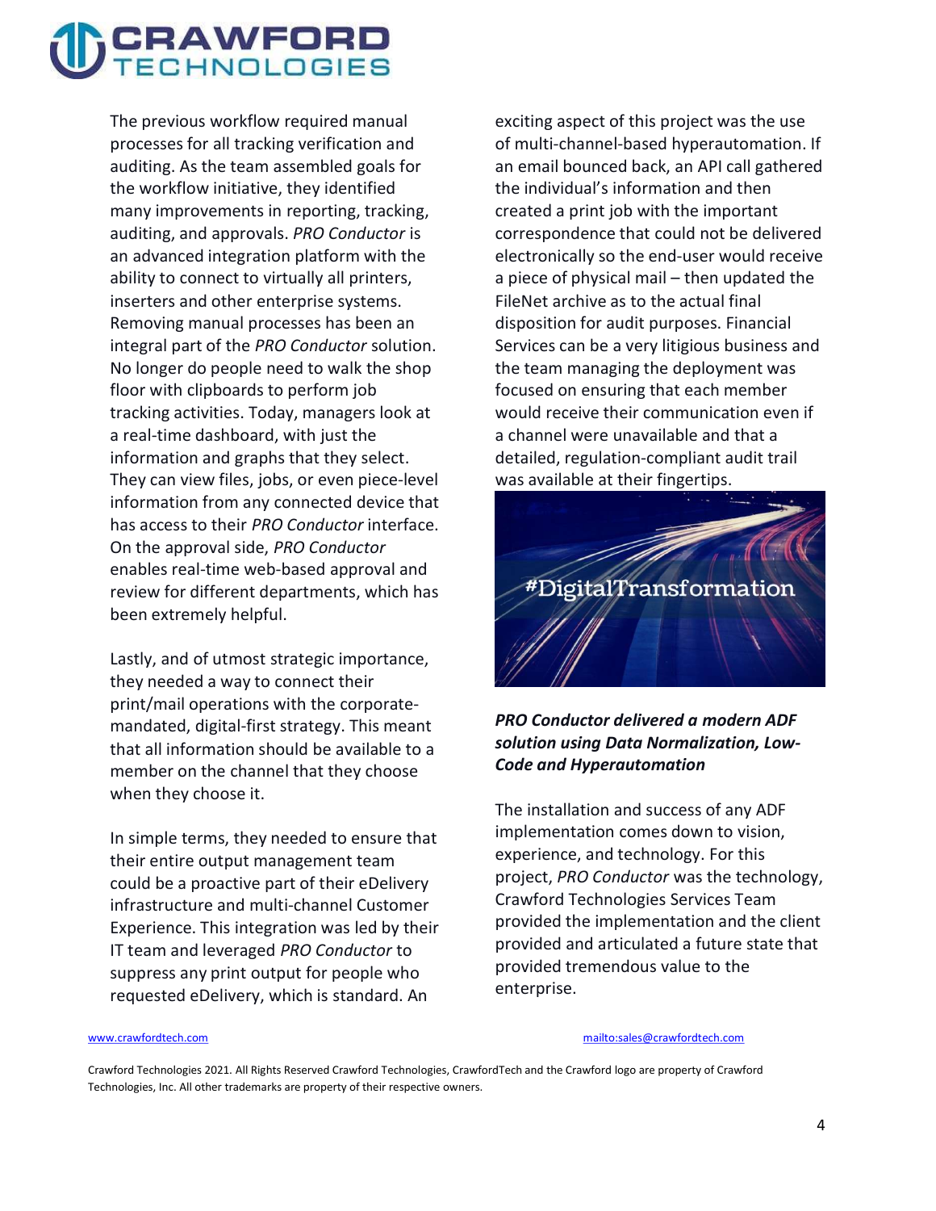The previous workflow required manual processes for all tracking verification and auditing. As the team assembled goals for the workflow initiative, they identified many improvements in reporting, tracking, auditing, and approvals. *PRO Conductor* is an advanced integration platform with the ability to connect to virtually all printers, inserters and other enterprise systems. Removing manual processes has been an integral part of the *PRO Conductor* solution. No longer do people need to walk the shop floor with clipboards to perform job tracking activities. Today, managers look at a real-time dashboard, with just the information and graphs that they select. They can view files, jobs, or even piece-level information from any connected device that has access to their *PRO Conductor* interface. On the approval side, *PRO Conductor* enables real-time web-based approval and review for different departments, which has been extremely helpful.

Lastly, and of utmost strategic importance, they needed a way to connect their print/mail operations with the corporate-mandated, digital-first strategy. This meant that all information should be available to a member on the channel that they choose when they choose it.

In simple terms, they needed to ensure that their entire output management team could be a proactive part of their eDelivery infrastructure and multi-channel Customer Experience. This integration was led by their IT team and leveraged *PRO Conductor* to suppress any print output for people who requested eDelivery, which is standard. An exciting aspect of this project was the use of multi-channel-based hyperautomation. If an email bounced back, an API call gathered the individual's information and then created a print job with the important correspondence that could not be delivered electronically so the end-user would receive a piece of physical mail – then updated the FileNet archive as to the actual final disposition for audit purposes. Financial Services can be a very litigious business and the team managing the deployment was focused on ensuring that each member would receive their communication even if a channel were unavailable and that a detailed, regulation-compliant audit trail was available at their fingertips.

#DigitalTransformation

***PRO Conductor delivered a modern ADF solution using Data Normalization, Low-Code and Hyperautomation***

The installation and success of any ADF implementation comes down to vision, experience, and technology. For this project, *PRO Conductor* was the technology, Crawford Technologies Services Team provided the implementation and the client provided and articulated a future state that provided tremendous value to the enterprise.